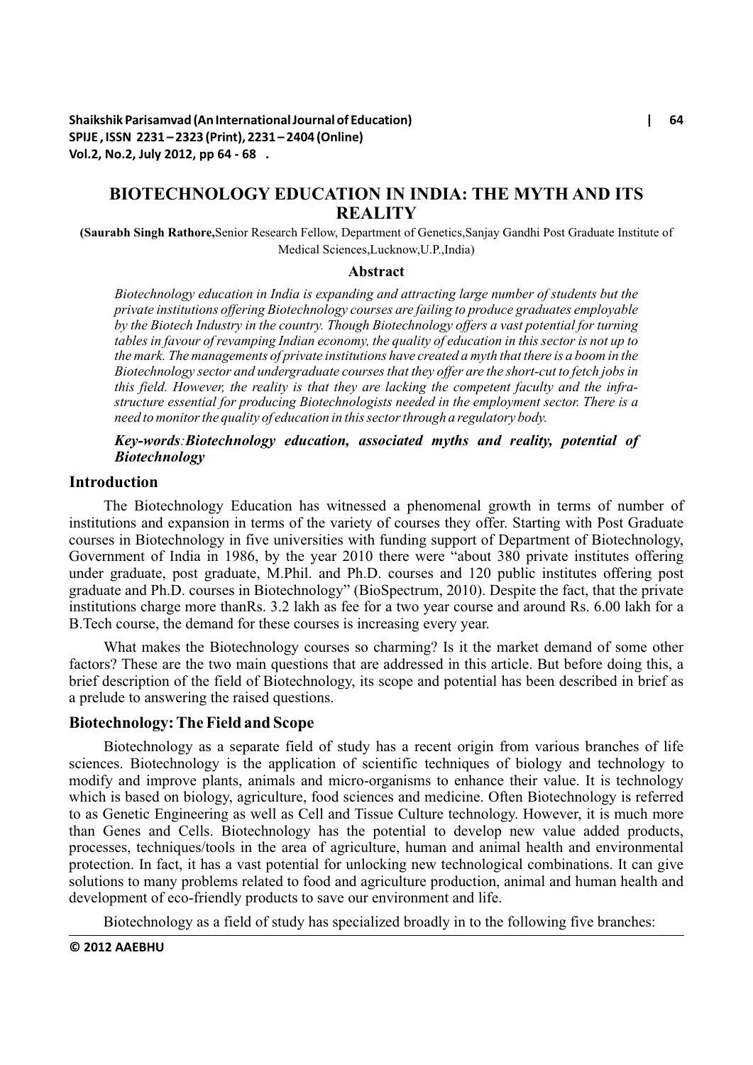# BIOTECHNOLOGY EDUCATION IN INDIA: THE MYTH AND ITS REALITY

**(Saurabh Singh Rathore,**Senior Research Fellow, Department of Genetics,Sanjay Gandhi Post Graduate Institute of Medical Sciences,Lucknow,U.P.,India)

## Abstract

*Biotechnology education in India is expanding and attracting large number of students but the private institutions offering Biotechnology courses are failing to produce graduates employable by the Biotech Industry in the country. Though Biotechnology offers a vast potential for turning tables in favour of revamping Indian economy, the quality of education in this sector is not up to the mark. The managements of private institutions have created a myth that there is a boom in the Biotechnology sector and undergraduate courses that they offer are the short-cut to fetch jobs in this field. However, the reality is that they are lacking the competent faculty and the infra-structure essential for producing Biotechnologists needed in the employment sector. There is a need to monitor the quality of education in this sector through a regulatory body.*

***Key-words**:**Biotechnology education, associated myths and reality, potential of Biotechnology***

## Introduction

The Biotechnology Education has witnessed a phenomenal growth in terms of number of institutions and expansion in terms of the variety of courses they offer. Starting with Post Graduate courses in Biotechnology in five universities with funding support of Department of Biotechnology, Government of India in 1986, by the year 2010 there were "about 380 private institutes offering under graduate, post graduate, M.Phil. and Ph.D. courses and 120 public institutes offering post graduate and Ph.D. courses in Biotechnology" (BioSpectrum, 2010). Despite the fact, that the private institutions charge more thanRs. 3.2 lakh as fee for a two year course and around Rs. 6.00 lakh for a B.Tech course, the demand for these courses is increasing every year.

What makes the Biotechnology courses so charming? Is it the market demand of some other factors? These are the two main questions that are addressed in this article. But before doing this, a brief description of the field of Biotechnology, its scope and potential has been described in brief as a prelude to answering the raised questions.

## Biotechnology: The Field and Scope

Biotechnology as a separate field of study has a recent origin from various branches of life sciences. Biotechnology is the application of scientific techniques of biology and technology to modify and improve plants, animals and micro-organisms to enhance their value. It is technology which is based on biology, agriculture, food sciences and medicine. Often Biotechnology is referred to as Genetic Engineering as well as Cell and Tissue Culture technology. However, it is much more than Genes and Cells. Biotechnology has the potential to develop new value added products, processes, techniques/tools in the area of agriculture, human and animal health and environmental protection. In fact, it has a vast potential for unlocking new technological combinations. It can give solutions to many problems related to food and agriculture production, animal and human health and development of eco-friendly products to save our environment and life.

Biotechnology as a field of study has specialized broadly in to the following five branches: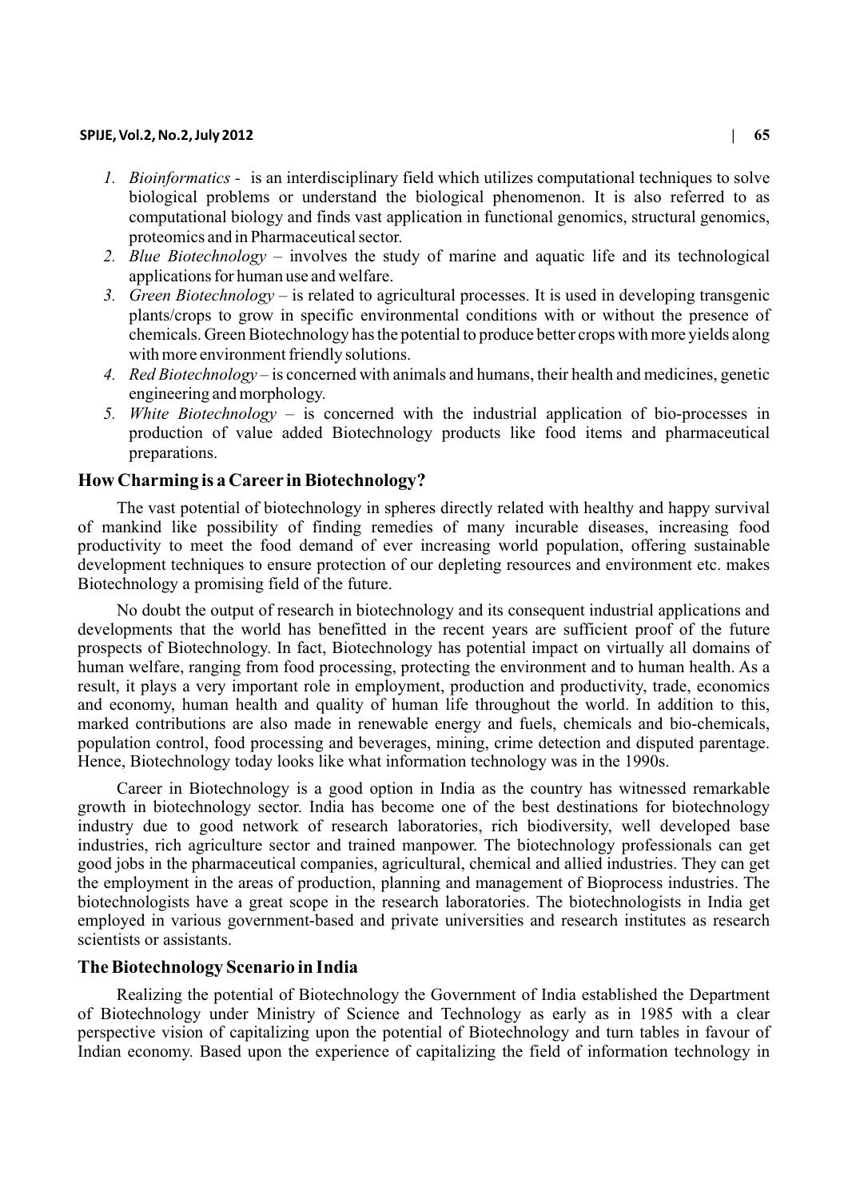1. *Bioinformatics* - is an interdisciplinary field which utilizes computational techniques to solve biological problems or understand the biological phenomenon. It is also referred to as computational biology and finds vast application in functional genomics, structural genomics, proteomics and in Pharmaceutical sector.
2. *Blue Biotechnology* – involves the study of marine and aquatic life and its technological applications for human use and welfare.
3. *Green Biotechnology* – is related to agricultural processes. It is used in developing transgenic plants/crops to grow in specific environmental conditions with or without the presence of chemicals. Green Biotechnology has the potential to produce better crops with more yields along with more environment friendly solutions.
4. *Red Biotechnology* – is concerned with animals and humans, their health and medicines, genetic engineering and morphology.
5. *White Biotechnology* – is concerned with the industrial application of bio-processes in production of value added Biotechnology products like food items and pharmaceutical preparations.

## How Charming is a Career in Biotechnology?

The vast potential of biotechnology in spheres directly related with healthy and happy survival of mankind like possibility of finding remedies of many incurable diseases, increasing food productivity to meet the food demand of ever increasing world population, offering sustainable development techniques to ensure protection of our depleting resources and environment etc. makes Biotechnology a promising field of the future.

No doubt the output of research in biotechnology and its consequent industrial applications and developments that the world has benefitted in the recent years are sufficient proof of the future prospects of Biotechnology. In fact, Biotechnology has potential impact on virtually all domains of human welfare, ranging from food processing, protecting the environment and to human health. As a result, it plays a very important role in employment, production and productivity, trade, economics and economy, human health and quality of human life throughout the world. In addition to this, marked contributions are also made in renewable energy and fuels, chemicals and bio-chemicals, population control, food processing and beverages, mining, crime detection and disputed parentage. Hence, Biotechnology today looks like what information technology was in the 1990s.

Career in Biotechnology is a good option in India as the country has witnessed remarkable growth in biotechnology sector. India has become one of the best destinations for biotechnology industry due to good network of research laboratories, rich biodiversity, well developed base industries, rich agriculture sector and trained manpower. The biotechnology professionals can get good jobs in the pharmaceutical companies, agricultural, chemical and allied industries. They can get the employment in the areas of production, planning and management of Bioprocess industries. The biotechnologists have a great scope in the research laboratories. The biotechnologists in India get employed in various government-based and private universities and research institutes as research scientists or assistants.

## The Biotechnology Scenario in India

Realizing the potential of Biotechnology the Government of India established the Department of Biotechnology under Ministry of Science and Technology as early as in 1985 with a clear perspective vision of capitalizing upon the potential of Biotechnology and turn tables in favour of Indian economy. Based upon the experience of capitalizing the field of information technology in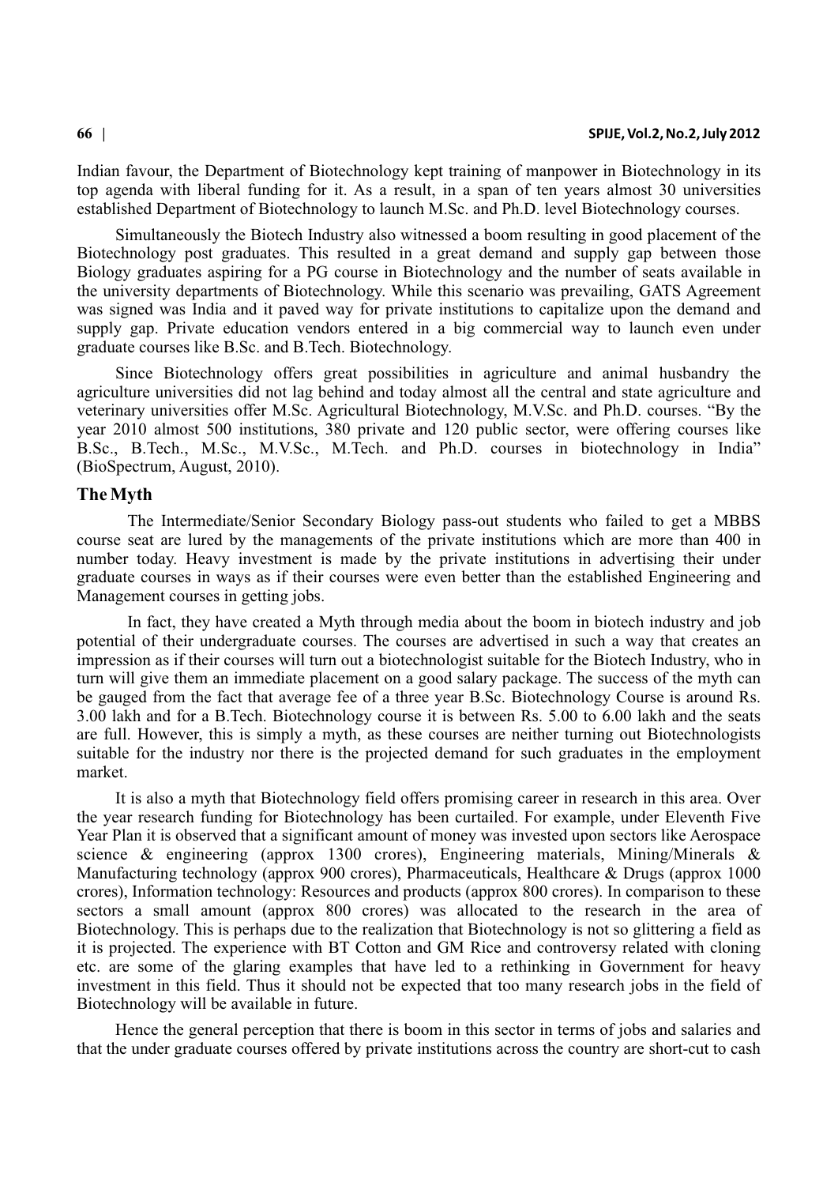Indian favour, the Department of Biotechnology kept training of manpower in Biotechnology in its top agenda with liberal funding for it. As a result, in a span of ten years almost 30 universities established Department of Biotechnology to launch M.Sc. and Ph.D. level Biotechnology courses.

Simultaneously the Biotech Industry also witnessed a boom resulting in good placement of the Biotechnology post graduates. This resulted in a great demand and supply gap between those Biology graduates aspiring for a PG course in Biotechnology and the number of seats available in the university departments of Biotechnology. While this scenario was prevailing, GATS Agreement was signed was India and it paved way for private institutions to capitalize upon the demand and supply gap. Private education vendors entered in a big commercial way to launch even under graduate courses like B.Sc. and B.Tech. Biotechnology.

Since Biotechnology offers great possibilities in agriculture and animal husbandry the agriculture universities did not lag behind and today almost all the central and state agriculture and veterinary universities offer M.Sc. Agricultural Biotechnology, M.V.Sc. and Ph.D. courses. "By the year 2010 almost 500 institutions, 380 private and 120 public sector, were offering courses like B.Sc., B.Tech., M.Sc., M.V.Sc., M.Tech. and Ph.D. courses in biotechnology in India" (BioSpectrum, August, 2010).

## The Myth

The Intermediate/Senior Secondary Biology pass-out students who failed to get a MBBS course seat are lured by the managements of the private institutions which are more than 400 in number today. Heavy investment is made by the private institutions in advertising their under graduate courses in ways as if their courses were even better than the established Engineering and Management courses in getting jobs.

In fact, they have created a Myth through media about the boom in biotech industry and job potential of their undergraduate courses. The courses are advertised in such a way that creates an impression as if their courses will turn out a biotechnologist suitable for the Biotech Industry, who in turn will give them an immediate placement on a good salary package. The success of the myth can be gauged from the fact that average fee of a three year B.Sc. Biotechnology Course is around Rs. 3.00 lakh and for a B.Tech. Biotechnology course it is between Rs. 5.00 to 6.00 lakh and the seats are full. However, this is simply a myth, as these courses are neither turning out Biotechnologists suitable for the industry nor there is the projected demand for such graduates in the employment market.

It is also a myth that Biotechnology field offers promising career in research in this area. Over the year research funding for Biotechnology has been curtailed. For example, under Eleventh Five Year Plan it is observed that a significant amount of money was invested upon sectors like Aerospace science & engineering (approx 1300 crores), Engineering materials, Mining/Minerals & Manufacturing technology (approx 900 crores), Pharmaceuticals, Healthcare & Drugs (approx 1000 crores), Information technology: Resources and products (approx 800 crores). In comparison to these sectors a small amount (approx 800 crores) was allocated to the research in the area of Biotechnology. This is perhaps due to the realization that Biotechnology is not so glittering a field as it is projected. The experience with BT Cotton and GM Rice and controversy related with cloning etc. are some of the glaring examples that have led to a rethinking in Government for heavy investment in this field. Thus it should not be expected that too many research jobs in the field of Biotechnology will be available in future.

Hence the general perception that there is boom in this sector in terms of jobs and salaries and that the under graduate courses offered by private institutions across the country are short-cut to cash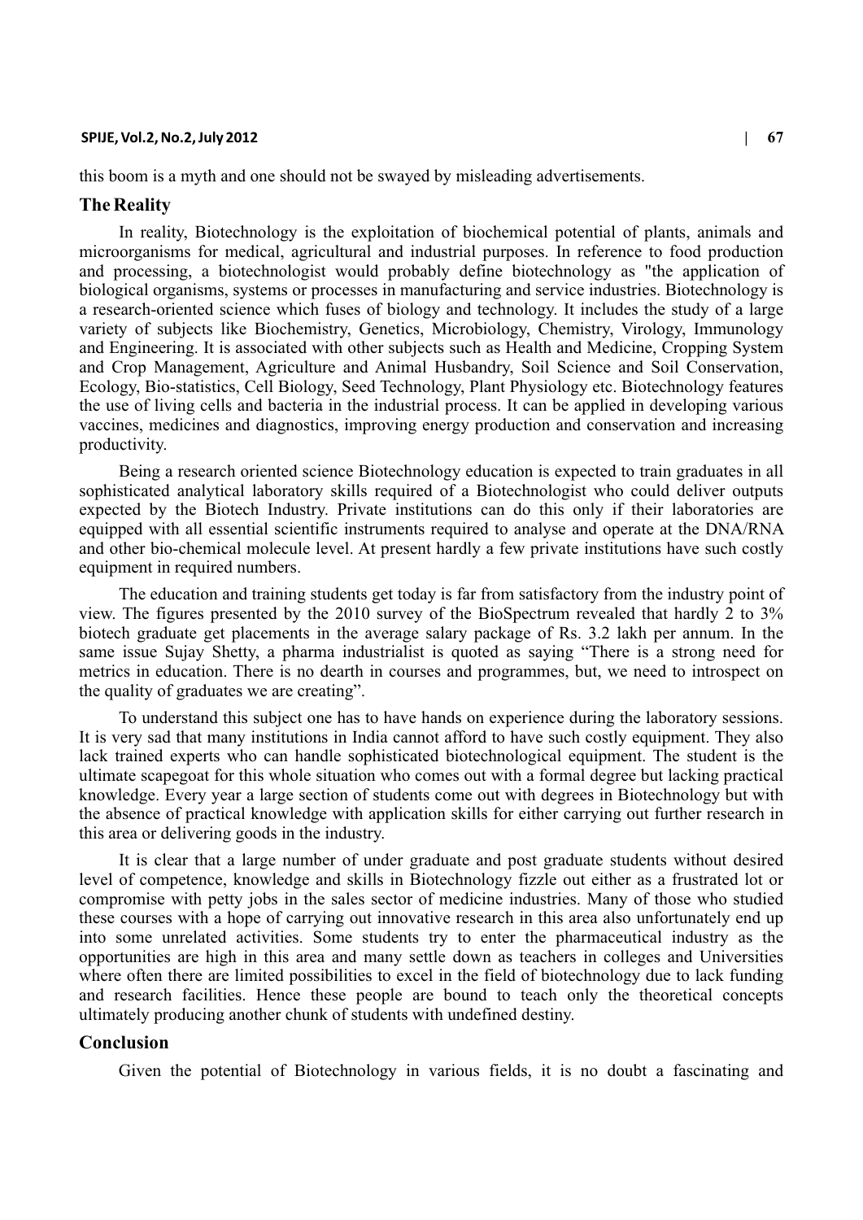this boom is a myth and one should not be swayed by misleading advertisements.

## The Reality

In reality, Biotechnology is the exploitation of biochemical potential of plants, animals and microorganisms for medical, agricultural and industrial purposes. In reference to food production and processing, a biotechnologist would probably define biotechnology as "the application of biological organisms, systems or processes in manufacturing and service industries. Biotechnology is a research-oriented science which fuses of biology and technology. It includes the study of a large variety of subjects like Biochemistry, Genetics, Microbiology, Chemistry, Virology, Immunology and Engineering. It is associated with other subjects such as Health and Medicine, Cropping System and Crop Management, Agriculture and Animal Husbandry, Soil Science and Soil Conservation, Ecology, Bio-statistics, Cell Biology, Seed Technology, Plant Physiology etc. Biotechnology features the use of living cells and bacteria in the industrial process. It can be applied in developing various vaccines, medicines and diagnostics, improving energy production and conservation and increasing productivity.

Being a research oriented science Biotechnology education is expected to train graduates in all sophisticated analytical laboratory skills required of a Biotechnologist who could deliver outputs expected by the Biotech Industry. Private institutions can do this only if their laboratories are equipped with all essential scientific instruments required to analyse and operate at the DNA/RNA and other bio-chemical molecule level. At present hardly a few private institutions have such costly equipment in required numbers.

The education and training students get today is far from satisfactory from the industry point of view. The figures presented by the 2010 survey of the BioSpectrum revealed that hardly 2 to 3% biotech graduate get placements in the average salary package of Rs. 3.2 lakh per annum. In the same issue Sujay Shetty, a pharma industrialist is quoted as saying "There is a strong need for metrics in education. There is no dearth in courses and programmes, but, we need to introspect on the quality of graduates we are creating".

To understand this subject one has to have hands on experience during the laboratory sessions. It is very sad that many institutions in India cannot afford to have such costly equipment. They also lack trained experts who can handle sophisticated biotechnological equipment. The student is the ultimate scapegoat for this whole situation who comes out with a formal degree but lacking practical knowledge. Every year a large section of students come out with degrees in Biotechnology but with the absence of practical knowledge with application skills for either carrying out further research in this area or delivering goods in the industry.

It is clear that a large number of under graduate and post graduate students without desired level of competence, knowledge and skills in Biotechnology fizzle out either as a frustrated lot or compromise with petty jobs in the sales sector of medicine industries. Many of those who studied these courses with a hope of carrying out innovative research in this area also unfortunately end up into some unrelated activities. Some students try to enter the pharmaceutical industry as the opportunities are high in this area and many settle down as teachers in colleges and Universities where often there are limited possibilities to excel in the field of biotechnology due to lack funding and research facilities. Hence these people are bound to teach only the theoretical concepts ultimately producing another chunk of students with undefined destiny.

## Conclusion

Given the potential of Biotechnology in various fields, it is no doubt a fascinating and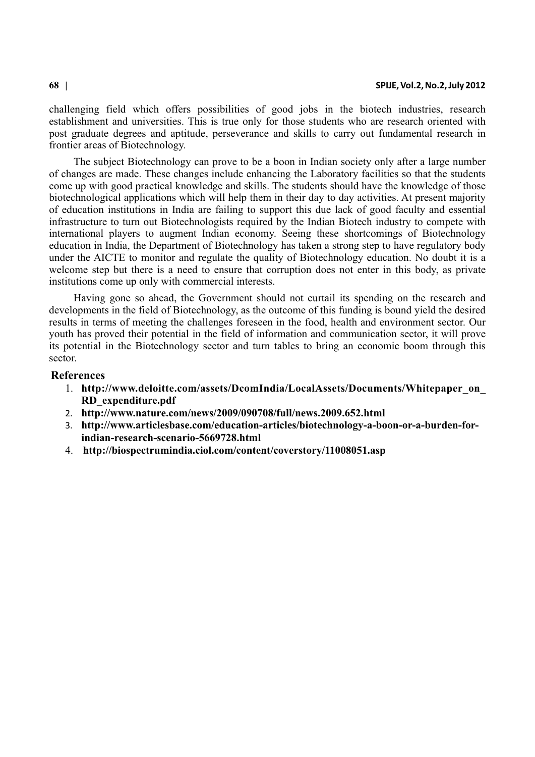challenging field which offers possibilities of good jobs in the biotech industries, research establishment and universities. This is true only for those students who are research oriented with post graduate degrees and aptitude, perseverance and skills to carry out fundamental research in frontier areas of Biotechnology.

The subject Biotechnology can prove to be a boon in Indian society only after a large number of changes are made. These changes include enhancing the Laboratory facilities so that the students come up with good practical knowledge and skills. The students should have the knowledge of those biotechnological applications which will help them in their day to day activities. At present majority of education institutions in India are failing to support this due lack of good faculty and essential infrastructure to turn out Biotechnologists required by the Indian Biotech industry to compete with international players to augment Indian economy. Seeing these shortcomings of Biotechnology education in India, the Department of Biotechnology has taken a strong step to have regulatory body under the AICTE to monitor and regulate the quality of Biotechnology education. No doubt it is a welcome step but there is a need to ensure that corruption does not enter in this body, as private institutions come up only with commercial interests.

Having gone so ahead, the Government should not curtail its spending on the research and developments in the field of Biotechnology, as the outcome of this funding is bound yield the desired results in terms of meeting the challenges foreseen in the food, health and environment sector. Our youth has proved their potential in the field of information and communication sector, it will prove its potential in the Biotechnology sector and turn tables to bring an economic boom through this sector.

## References

1. **http://www.deloitte.com/assets/DcomIndia/LocalAssets/Documents/Whitepaper_on_RD_expenditure.pdf**
2. **http://www.nature.com/news/2009/090708/full/news.2009.652.html**
3. **http://www.articlesbase.com/education-articles/biotechnology-a-boon-or-a-burden-for-indian-research-scenario-5669728.html**
4. **http://biospectrumindia.ciol.com/content/coverstory/11008051.asp**